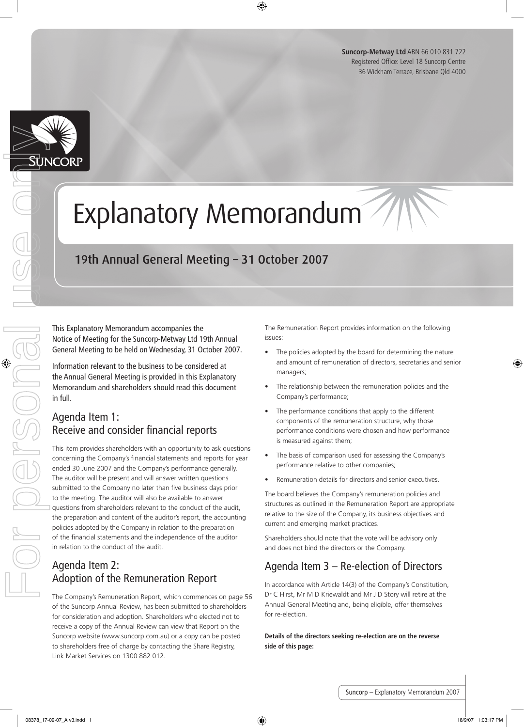**Suncorp-Metway Ltd** ABN 66 010 831 722
Registered Office: Level 18 Suncorp Centre
36 Wickham Terrace, Brisbane Qld 4000

# Explanatory Memorandum

## 19th Annual General Meeting – 31 October 2007

This Explanatory Memorandum accompanies the Notice of Meeting for the Suncorp-Metway Ltd 19th Annual General Meeting to be held on Wednesday, 31 October 2007.

Information relevant to the business to be considered at the Annual General Meeting is provided in this Explanatory Memorandum and shareholders should read this document in full.

## Agenda Item 1: Receive and consider financial reports

This item provides shareholders with an opportunity to ask questions concerning the Company's financial statements and reports for year ended 30 June 2007 and the Company's performance generally. The auditor will be present and will answer written questions submitted to the Company no later than five business days prior to the meeting. The auditor will also be available to answer questions from shareholders relevant to the conduct of the audit, the preparation and content of the auditor's report, the accounting policies adopted by the Company in relation to the preparation of the financial statements and the independence of the auditor in relation to the conduct of the audit.

## Agenda Item 2: Adoption of the Remuneration Report

The Company's Remuneration Report, which commences on page 56 of the Suncorp Annual Review, has been submitted to shareholders for consideration and adoption. Shareholders who elected not to receive a copy of the Annual Review can view that Report on the Suncorp website (www.suncorp.com.au) or a copy can be posted to shareholders free of charge by contacting the Share Registry, Link Market Services on 1300 882 012.

The Remuneration Report provides information on the following issues:

- The policies adopted by the board for determining the nature and amount of remuneration of directors, secretaries and senior managers;
- The relationship between the remuneration policies and the Company's performance;
- The performance conditions that apply to the different components of the remuneration structure, why those performance conditions were chosen and how performance is measured against them;
- The basis of comparison used for assessing the Company's performance relative to other companies;
- Remuneration details for directors and senior executives.

The board believes the Company's remuneration policies and structures as outlined in the Remuneration Report are appropriate relative to the size of the Company, its business objectives and current and emerging market practices.

Shareholders should note that the vote will be advisory only and does not bind the directors or the Company.

## Agenda Item 3 – Re-election of Directors

In accordance with Article 14(3) of the Company's Constitution, Dr C Hirst, Mr M D Kriewaldt and Mr J D Story will retire at the Annual General Meeting and, being eligible, offer themselves for re-election.

**Details of the directors seeking re-election are on the reverse side of this page:**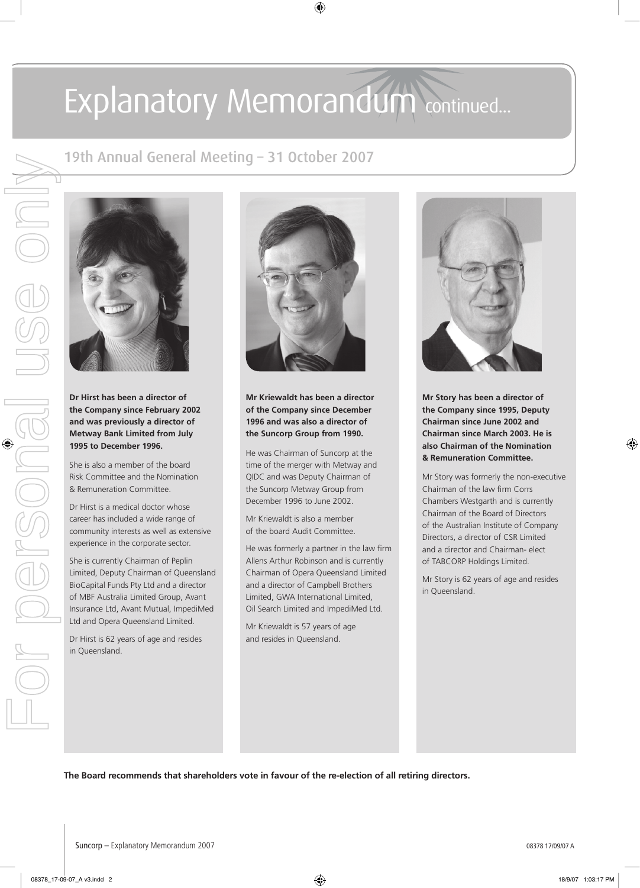# Explanatory Memorandum continued...

## 19th Annual General Meeting – 31 October 2007

**Dr Hirst has been a director of the Company since February 2002 and was previously a director of Metway Bank Limited from July 1995 to December 1996.**

She is also a member of the board Risk Committee and the Nomination & Remuneration Committee.

Dr Hirst is a medical doctor whose career has included a wide range of community interests as well as extensive experience in the corporate sector.

She is currently Chairman of Peplin Limited, Deputy Chairman of Queensland BioCapital Funds Pty Ltd and a director of MBF Australia Limited Group, Avant Insurance Ltd, Avant Mutual, ImpediMed Ltd and Opera Queensland Limited.

Dr Hirst is 62 years of age and resides in Queensland.

**Mr Kriewaldt has been a director of the Company since December 1996 and was also a director of the Suncorp Group from 1990.**

He was Chairman of Suncorp at the time of the merger with Metway and QIDC and was Deputy Chairman of the Suncorp Metway Group from December 1996 to June 2002.

Mr Kriewaldt is also a member of the board Audit Committee.

He was formerly a partner in the law firm Allens Arthur Robinson and is currently Chairman of Opera Queensland Limited and a director of Campbell Brothers Limited, GWA International Limited, Oil Search Limited and ImpediMed Ltd.

Mr Kriewaldt is 57 years of age and resides in Queensland.

**Mr Story has been a director of the Company since 1995, Deputy Chairman since June 2002 and Chairman since March 2003. He is also Chairman of the Nomination & Remuneration Committee.**

Mr Story was formerly the non-executive Chairman of the law firm Corrs Chambers Westgarth and is currently Chairman of the Board of Directors of the Australian Institute of Company Directors, a director of CSR Limited and a director and Chairman- elect of TABCORP Holdings Limited.

Mr Story is 62 years of age and resides in Queensland.

**The Board recommends that shareholders vote in favour of the re-election of all retiring directors.**